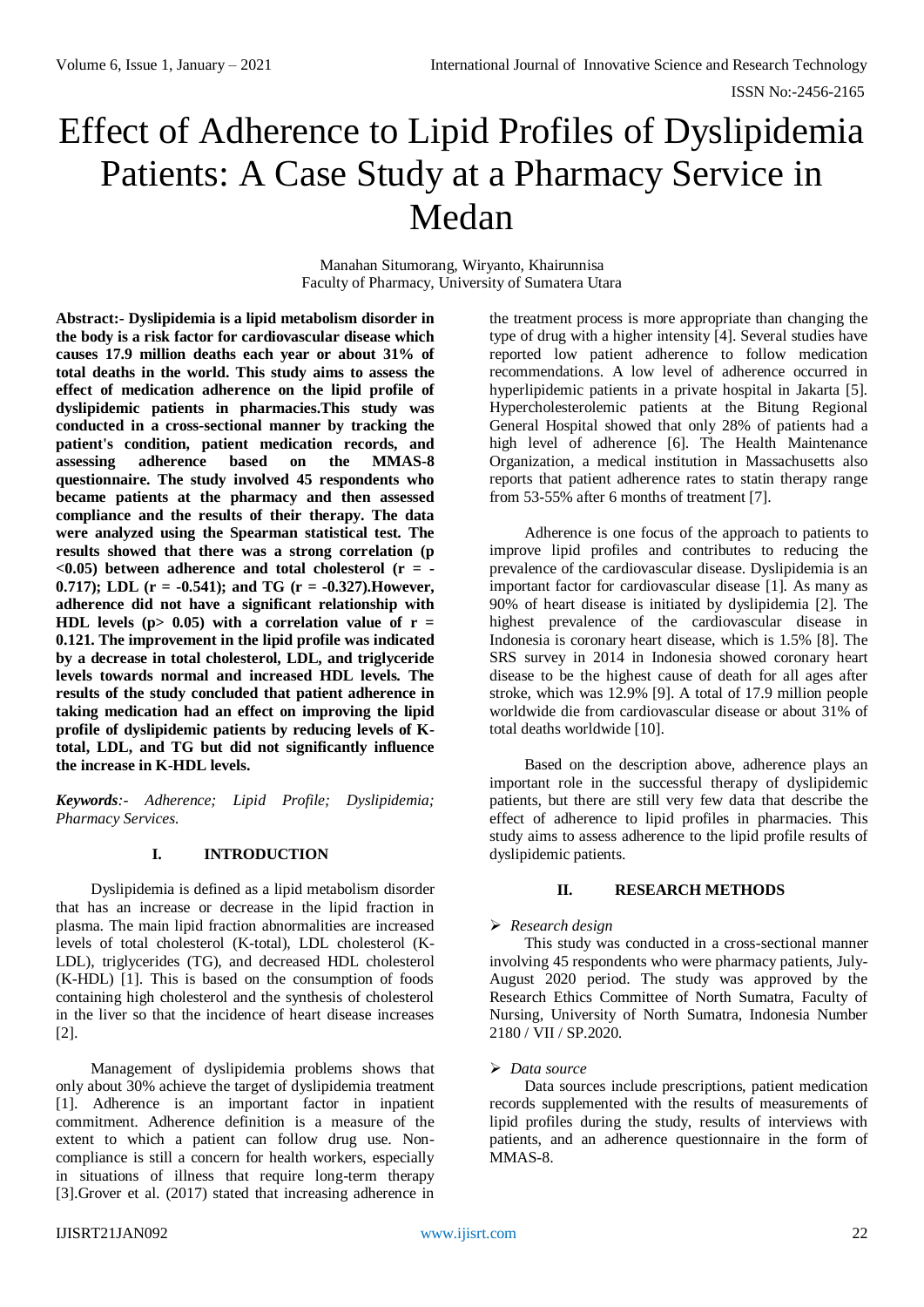# Effect of Adherence to Lipid Profiles of Dyslipidemia Patients: A Case Study at a Pharmacy Service in Medan

Manahan Situmorang, Wiryanto, Khairunnisa
Faculty of Pharmacy, University of Sumatera Utara

**Abstract:- Dyslipidemia is a lipid metabolism disorder in the body is a risk factor for cardiovascular disease which causes 17.9 million deaths each year or about 31% of total deaths in the world. This study aims to assess the effect of medication adherence on the lipid profile of dyslipidemic patients in pharmacies.This study was conducted in a cross-sectional manner by tracking the patient's condition, patient medication records, and assessing adherence based on the MMAS-8 questionnaire. The study involved 45 respondents who became patients at the pharmacy and then assessed compliance and the results of their therapy. The data were analyzed using the Spearman statistical test. The results showed that there was a strong correlation (p <0.05) between adherence and total cholesterol (r = -0.717); LDL (r = -0.541); and TG (r = -0.327).However, adherence did not have a significant relationship with HDL levels (p> 0.05) with a correlation value of r = 0.121. The improvement in the lipid profile was indicated by a decrease in total cholesterol, LDL, and triglyceride levels towards normal and increased HDL levels. The results of the study concluded that patient adherence in taking medication had an effect on improving the lipid profile of dyslipidemic patients by reducing levels of K-total, LDL, and TG but did not significantly influence the increase in K-HDL levels.**

***Keywords**:- Adherence; Lipid Profile; Dyslipidemia; Pharmacy Services.*

## I. INTRODUCTION

Dyslipidemia is defined as a lipid metabolism disorder that has an increase or decrease in the lipid fraction in plasma. The main lipid fraction abnormalities are increased levels of total cholesterol (K-total), LDL cholesterol (K-LDL), triglycerides (TG), and decreased HDL cholesterol (K-HDL) [1]. This is based on the consumption of foods containing high cholesterol and the synthesis of cholesterol in the liver so that the incidence of heart disease increases [2].

Management of dyslipidemia problems shows that only about 30% achieve the target of dyslipidemia treatment [1]. Adherence is an important factor in inpatient commitment. Adherence definition is a measure of the extent to which a patient can follow drug use. Non-compliance is still a concern for health workers, especially in situations of illness that require long-term therapy [3].Grover et al. (2017) stated that increasing adherence in the treatment process is more appropriate than changing the type of drug with a higher intensity [4]. Several studies have reported low patient adherence to follow medication recommendations. A low level of adherence occurred in hyperlipidemic patients in a private hospital in Jakarta [5]. Hypercholesterolemic patients at the Bitung Regional General Hospital showed that only 28% of patients had a high level of adherence [6]. The Health Maintenance Organization, a medical institution in Massachusetts also reports that patient adherence rates to statin therapy range from 53-55% after 6 months of treatment [7].

Adherence is one focus of the approach to patients to improve lipid profiles and contributes to reducing the prevalence of the cardiovascular disease. Dyslipidemia is an important factor for cardiovascular disease [1]. As many as 90% of heart disease is initiated by dyslipidemia [2]. The highest prevalence of the cardiovascular disease in Indonesia is coronary heart disease, which is 1.5% [8]. The SRS survey in 2014 in Indonesia showed coronary heart disease to be the highest cause of death for all ages after stroke, which was 12.9% [9]. A total of 17.9 million people worldwide die from cardiovascular disease or about 31% of total deaths worldwide [10].

Based on the description above, adherence plays an important role in the successful therapy of dyslipidemic patients, but there are still very few data that describe the effect of adherence to lipid profiles in pharmacies. This study aims to assess adherence to the lipid profile results of dyslipidemic patients.

## II. RESEARCH METHODS

- *Research design*

This study was conducted in a cross-sectional manner involving 45 respondents who were pharmacy patients, July-August 2020 period. The study was approved by the Research Ethics Committee of North Sumatra, Faculty of Nursing, University of North Sumatra, Indonesia Number 2180 / VII / SP.2020.

- *Data source*

Data sources include prescriptions, patient medication records supplemented with the results of measurements of lipid profiles during the study, results of interviews with patients, and an adherence questionnaire in the form of MMAS-8.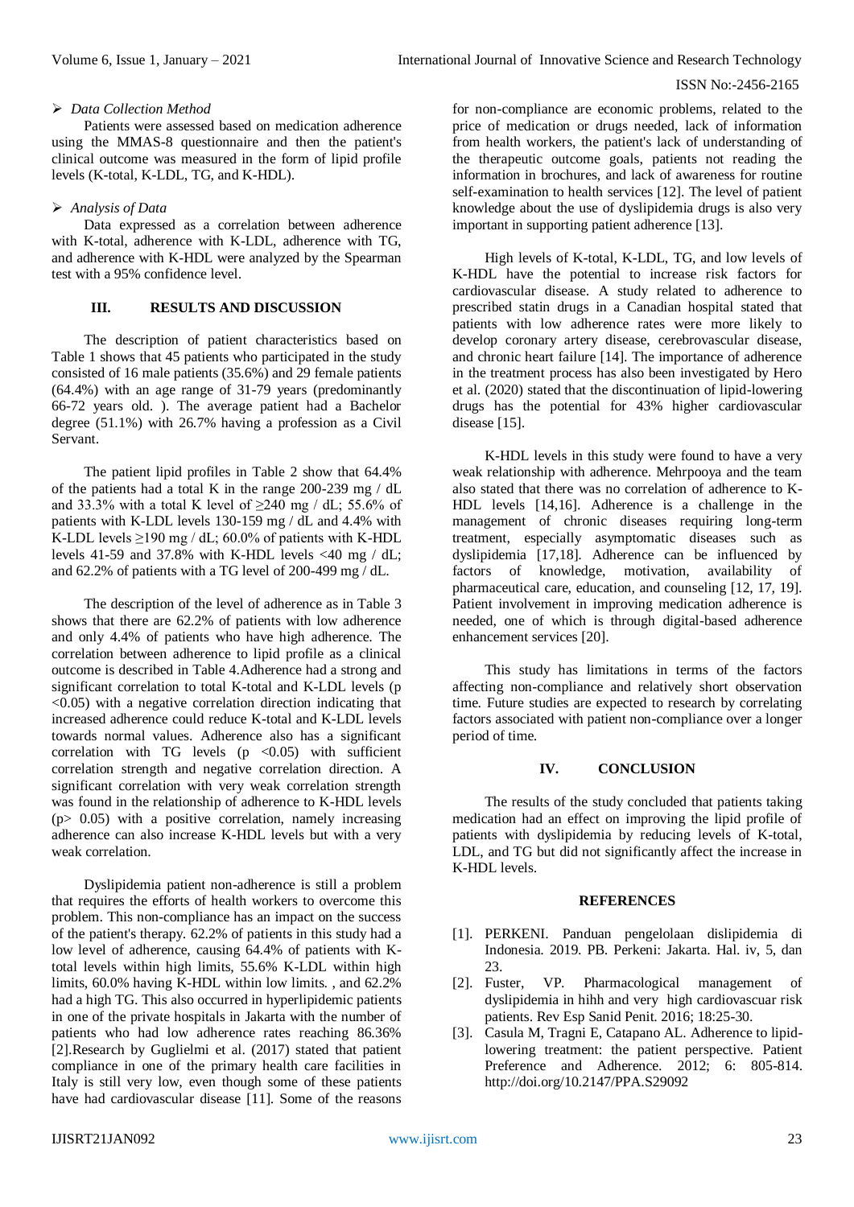➢ *Data Collection Method*

Patients were assessed based on medication adherence using the MMAS-8 questionnaire and then the patient's clinical outcome was measured in the form of lipid profile levels (K-total, K-LDL, TG, and K-HDL).

➢ *Analysis of Data*

Data expressed as a correlation between adherence with K-total, adherence with K-LDL, adherence with TG, and adherence with K-HDL were analyzed by the Spearman test with a 95% confidence level.

## III. RESULTS AND DISCUSSION

The description of patient characteristics based on Table 1 shows that 45 patients who participated in the study consisted of 16 male patients (35.6%) and 29 female patients (64.4%) with an age range of 31-79 years (predominantly 66-72 years old. ). The average patient had a Bachelor degree (51.1%) with 26.7% having a profession as a Civil Servant.

The patient lipid profiles in Table 2 show that 64.4% of the patients had a total K in the range 200-239 mg / dL and 33.3% with a total K level of ≥240 mg / dL; 55.6% of patients with K-LDL levels 130-159 mg / dL and 4.4% with K-LDL levels ≥190 mg / dL; 60.0% of patients with K-HDL levels 41-59 and 37.8% with K-HDL levels <40 mg / dL; and 62.2% of patients with a TG level of 200-499 mg / dL.

The description of the level of adherence as in Table 3 shows that there are 62.2% of patients with low adherence and only 4.4% of patients who have high adherence. The correlation between adherence to lipid profile as a clinical outcome is described in Table 4.Adherence had a strong and significant correlation to total K-total and K-LDL levels ($p < 0.05$) with a negative correlation direction indicating that increased adherence could reduce K-total and K-LDL levels towards normal values. Adherence also has a significant correlation with TG levels ($p < 0.05$) with sufficient correlation strength and negative correlation direction. A significant correlation with very weak correlation strength was found in the relationship of adherence to K-HDL levels ($p > 0.05$) with a positive correlation, namely increasing adherence can also increase K-HDL levels but with a very weak correlation.

Dyslipidemia patient non-adherence is still a problem that requires the efforts of health workers to overcome this problem. This non-compliance has an impact on the success of the patient's therapy. 62.2% of patients in this study had a low level of adherence, causing 64.4% of patients with K-total levels within high limits, 55.6% K-LDL within high limits, 60.0% having K-HDL within low limits. , and 62.2% had a high TG. This also occurred in hyperlipidemic patients in one of the private hospitals in Jakarta with the number of patients who had low adherence rates reaching 86.36% [2].Research by Guglielmi et al. (2017) stated that patient compliance in one of the primary health care facilities in Italy is still very low, even though some of these patients have had cardiovascular disease [11]. Some of the reasons for non-compliance are economic problems, related to the price of medication or drugs needed, lack of information from health workers, the patient's lack of understanding of the therapeutic outcome goals, patients not reading the information in brochures, and lack of awareness for routine self-examination to health services [12]. The level of patient knowledge about the use of dyslipidemia drugs is also very important in supporting patient adherence [13].

High levels of K-total, K-LDL, TG, and low levels of K-HDL have the potential to increase risk factors for cardiovascular disease. A study related to adherence to prescribed statin drugs in a Canadian hospital stated that patients with low adherence rates were more likely to develop coronary artery disease, cerebrovascular disease, and chronic heart failure [14]. The importance of adherence in the treatment process has also been investigated by Hero et al. (2020) stated that the discontinuation of lipid-lowering drugs has the potential for 43% higher cardiovascular disease [15].

K-HDL levels in this study were found to have a very weak relationship with adherence. Mehrpooya and the team also stated that there was no correlation of adherence to K-HDL levels [14,16]. Adherence is a challenge in the management of chronic diseases requiring long-term treatment, especially asymptomatic diseases such as dyslipidemia [17,18]. Adherence can be influenced by factors of knowledge, motivation, availability of pharmaceutical care, education, and counseling [12, 17, 19]. Patient involvement in improving medication adherence is needed, one of which is through digital-based adherence enhancement services [20].

This study has limitations in terms of the factors affecting non-compliance and relatively short observation time. Future studies are expected to research by correlating factors associated with patient non-compliance over a longer period of time.

## IV. CONCLUSION

The results of the study concluded that patients taking medication had an effect on improving the lipid profile of patients with dyslipidemia by reducing levels of K-total, LDL, and TG but did not significantly affect the increase in K-HDL levels.

## REFERENCES

[1]. PERKENI. Panduan pengelolaan dislipidemia di Indonesia. 2019. PB. Perkeni: Jakarta. Hal. iv, 5, dan 23.

[2]. Fuster, VP. Pharmacological management of dyslipidemia in hihh and very high cardiovascuar risk patients. Rev Esp Sanid Penit. 2016; 18:25-30.

[3]. Casula M, Tragni E, Catapano AL. Adherence to lipid-lowering treatment: the patient perspective. Patient Preference and Adherence. 2012; 6: 805-814. http://doi.org/10.2147/PPA.S29092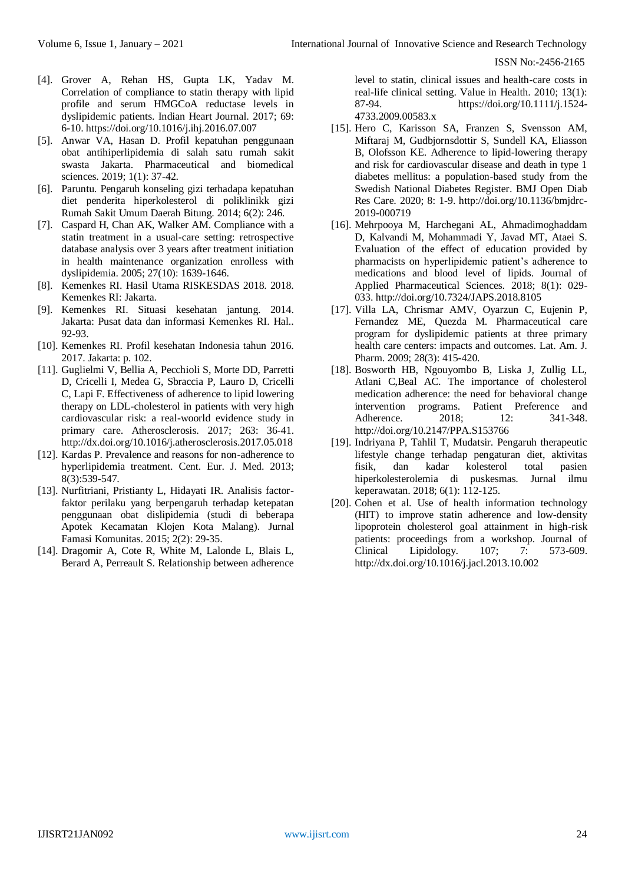[4]. Grover A, Rehan HS, Gupta LK, Yadav M. Correlation of compliance to statin therapy with lipid profile and serum HMGCoA reductase levels in dyslipidemic patients. Indian Heart Journal. 2017; 69: 6-10. https://doi.org/10.1016/j.ihj.2016.07.007

[5]. Anwar VA, Hasan D. Profil kepatuhan penggunaan obat antihiperlipidemia di salah satu rumah sakit swasta Jakarta. Pharmaceutical and biomedical sciences. 2019; 1(1): 37-42.

[6]. Paruntu. Pengaruh konseling gizi terhadapa kepatuhan diet penderita hiperkolesterol di poliklinikk gizi Rumah Sakit Umum Daerah Bitung. 2014; 6(2): 246.

[7]. Caspard H, Chan AK, Walker AM. Compliance with a statin treatment in a usual-care setting: retrospective database analysis over 3 years after treatment initiation in health maintenance organization enrolless with dyslipidemia. 2005; 27(10): 1639-1646.

[8]. Kemenkes RI. Hasil Utama RISKESDAS 2018. 2018. Kemenkes RI: Jakarta.

[9]. Kemenkes RI. Situasi kesehatan jantung. 2014. Jakarta: Pusat data dan informasi Kemenkes RI. Hal.. 92-93.

[10]. Kemenkes RI. Profil kesehatan Indonesia tahun 2016. 2017. Jakarta: p. 102.

[11]. Guglielmi V, Bellia A, Pecchioli S, Morte DD, Parretti D, Cricelli I, Medea G, Sbraccia P, Lauro D, Cricelli C, Lapi F. Effectiveness of adherence to lipid lowering therapy on LDL-cholesterol in patients with very high cardiovascular risk: a real-woorld evidence study in primary care. Atherosclerosis. 2017; 263: 36-41. http://dx.doi.org/10.1016/j.atherosclerosis.2017.05.018

[12]. Kardas P. Prevalence and reasons for non-adherence to hyperlipidemia treatment. Cent. Eur. J. Med. 2013; 8(3):539-547.

[13]. Nurfitriani, Pristianty L, Hidayati IR. Analisis factor-faktor perilaku yang berpengaruh terhadap ketepatan penggunaan obat dislipidemia (studi di beberapa Apotek Kecamatan Klojen Kota Malang). Jurnal Famasi Komunitas. 2015; 2(2): 29-35.

[14]. Dragomir A, Cote R, White M, Lalonde L, Blais L, Berard A, Perreault S. Relationship between adherence level to statin, clinical issues and health-care costs in real-life clinical setting. Value in Health. 2010; 13(1): 87-94. https://doi.org/10.1111/j.1524-4733.2009.00583.x

[15]. Hero C, Karisson SA, Franzen S, Svensson AM, Miftaraj M, Gudbjornsdottir S, Sundell KA, Eliasson B, Olofsson KE. Adherence to lipid-lowering therapy and risk for cardiovascular disease and death in type 1 diabetes mellitus: a population-based study from the Swedish National Diabetes Register. BMJ Open Diab Res Care. 2020; 8: 1-9. http://doi.org/10.1136/bmjdrc-2019-000719

[16]. Mehrpooya M, Harchegani AL, Ahmadimoghaddam D, Kalvandi M, Mohammadi Y, Javad MT, Ataei S. Evaluation of the effect of education provided by pharmacists on hyperlipidemic patient's adherence to medications and blood level of lipids. Journal of Applied Pharmaceutical Sciences. 2018; 8(1): 029-033. http://doi.org/10.7324/JAPS.2018.8105

[17]. Villa LA, Chrismar AMV, Oyarzun C, Eujenin P, Fernandez ME, Quezda M. Pharmaceutical care program for dyslipidemic patients at three primary health care centers: impacts and outcomes. Lat. Am. J. Pharm. 2009; 28(3): 415-420.

[18]. Bosworth HB, Ngouyombo B, Liska J, Zullig LL, Atlani C,Beal AC. The importance of cholesterol medication adherence: the need for behavioral change intervention programs. Patient Preference and Adherence. 2018; 12: 341-348. http://doi.org/10.2147/PPA.S153766

[19]. Indriyana P, Tahlil T, Mudatsir. Pengaruh therapeutic lifestyle change terhadap pengaturan diet, aktivitas fisik, dan kadar kolesterol total pasien hiperkolesterolemia di puskesmas. Jurnal ilmu keperawatan. 2018; 6(1): 112-125.

[20]. Cohen et al. Use of health information technology (HIT) to improve statin adherence and low-density lipoprotein cholesterol goal attainment in high-risk patients: proceedings from a workshop. Journal of Clinical Lipidology. 107; 7: 573-609. http://dx.doi.org/10.1016/j.jacl.2013.10.002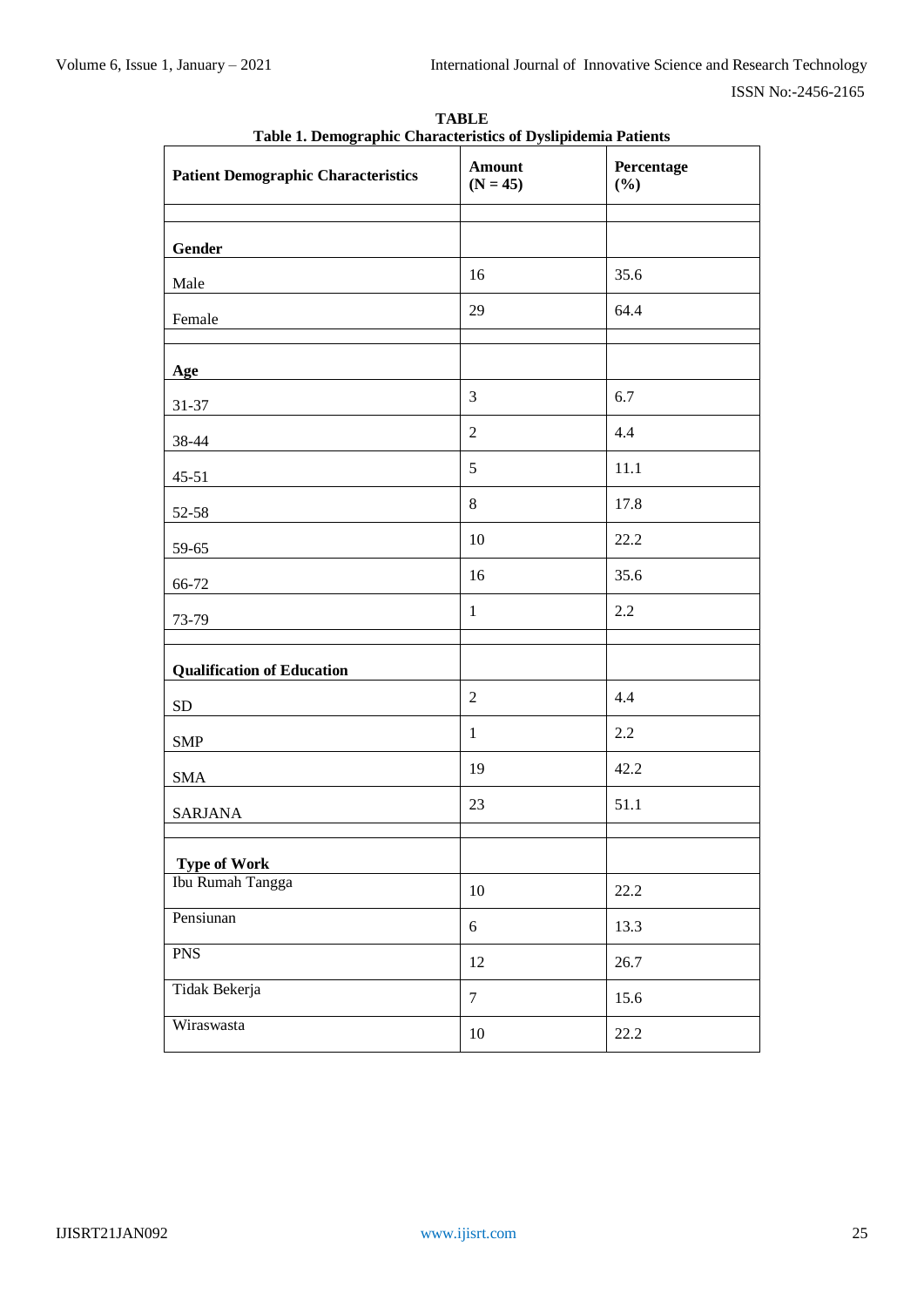**TABLE**

**Table 1. Demographic Characteristics of Dyslipidemia Patients**

| Patient Demographic Characteristics | Amount (N = 45) | Percentage (%) |
|---|---|---|
| | | |
| **Gender** | | |
| Male | 16 | 35.6 |
| Female | 29 | 64.4 |
| | | |
| **Age** | | |
| 31-37 | 3 | 6.7 |
| 38-44 | 2 | 4.4 |
| 45-51 | 5 | 11.1 |
| 52-58 | 8 | 17.8 |
| 59-65 | 10 | 22.2 |
| 66-72 | 16 | 35.6 |
| 73-79 | 1 | 2.2 |
| | | |
| **Qualification of Education** | | |
| SD | 2 | 4.4 |
| SMP | 1 | 2.2 |
| SMA | 19 | 42.2 |
| SARJANA | 23 | 51.1 |
| | | |
| **Type of Work** | | |
| Ibu Rumah Tangga | 10 | 22.2 |
| Pensiunan | 6 | 13.3 |
| PNS | 12 | 26.7 |
| Tidak Bekerja | 7 | 15.6 |
| Wiraswasta | 10 | 22.2 |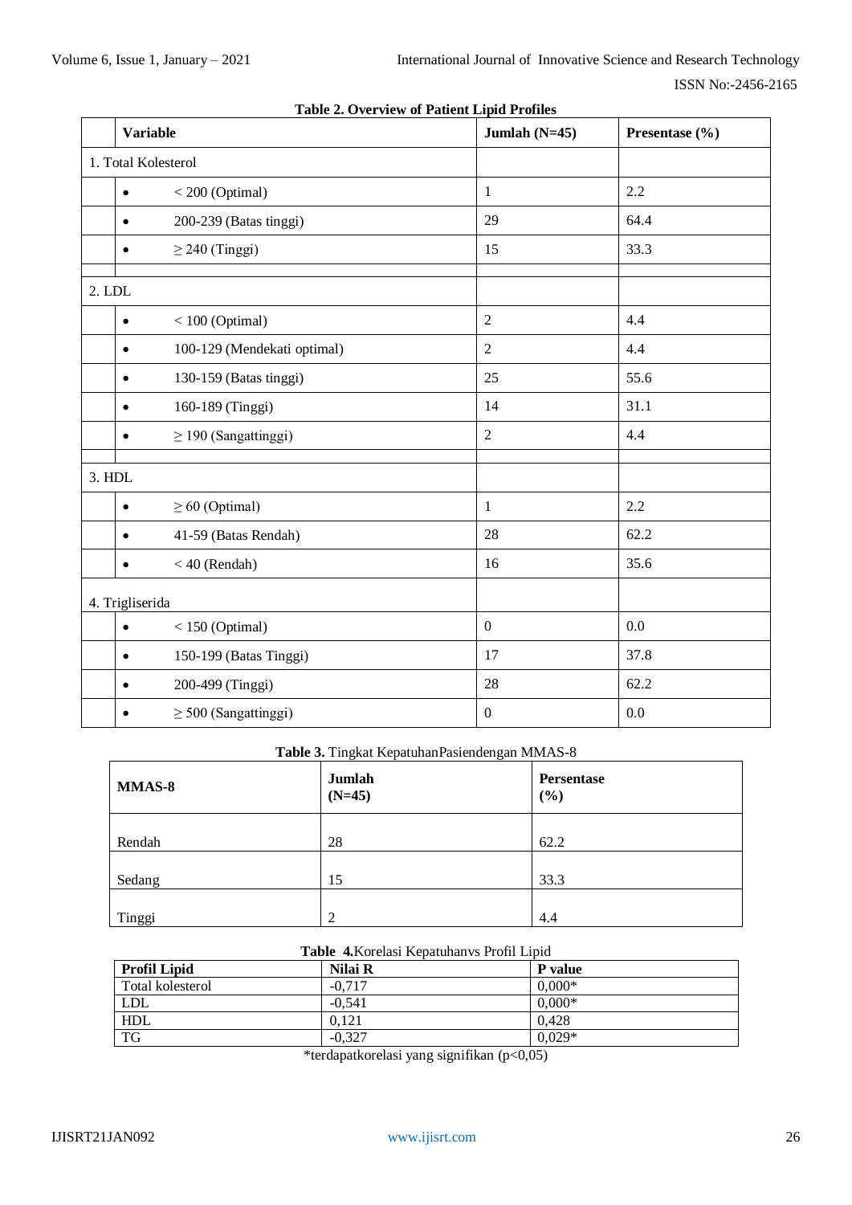**Table 2. Overview of Patient Lipid Profiles**

| **Variable** | **Jumlah (N=45)** | **Presentase (%)** |
|---|---|---|
| 1. Total Kolesterol | | |
| • < 200 (Optimal) | 1 | 2.2 |
| • 200-239 (Batas tinggi) | 29 | 64.4 |
| • ≥ 240 (Tinggi) | 15 | 33.3 |
| 2. LDL | | |
| • < 100 (Optimal) | 2 | 4.4 |
| • 100-129 (Mendekati optimal) | 2 | 4.4 |
| • 130-159 (Batas tinggi) | 25 | 55.6 |
| • 160-189 (Tinggi) | 14 | 31.1 |
| • ≥ 190 (Sangattinggi) | 2 | 4.4 |
| 3. HDL | | |
| • ≥ 60 (Optimal) | 1 | 2.2 |
| • 41-59 (Batas Rendah) | 28 | 62.2 |
| • < 40 (Rendah) | 16 | 35.6 |
| 4. Trigliserida | | |
| • < 150 (Optimal) | 0 | 0.0 |
| • 150-199 (Batas Tinggi) | 17 | 37.8 |
| • 200-499 (Tinggi) | 28 | 62.2 |
| • ≥ 500 (Sangattinggi) | 0 | 0.0 |

**Table 3.** Tingkat KepatuhanPasiendengan MMAS-8

| **MMAS-8** | **Jumlah (N=45)** | **Persentase (%)** |
|---|---|---|
| Rendah | 28 | 62.2 |
| Sedang | 15 | 33.3 |
| Tinggi | 2 | 4.4 |

**Table 4.**Korelasi Kepatuhanvs Profil Lipid

| **Profil Lipid** | **Nilai R** | **P value** |
|---|---|---|
| Total kolesterol | -0,717 | 0,000* |
| LDL | -0,541 | 0,000* |
| HDL | 0,121 | 0,428 |
| TG | -0,327 | 0,029* |

*terdapatkorelasi yang signifikan (p<0,05)